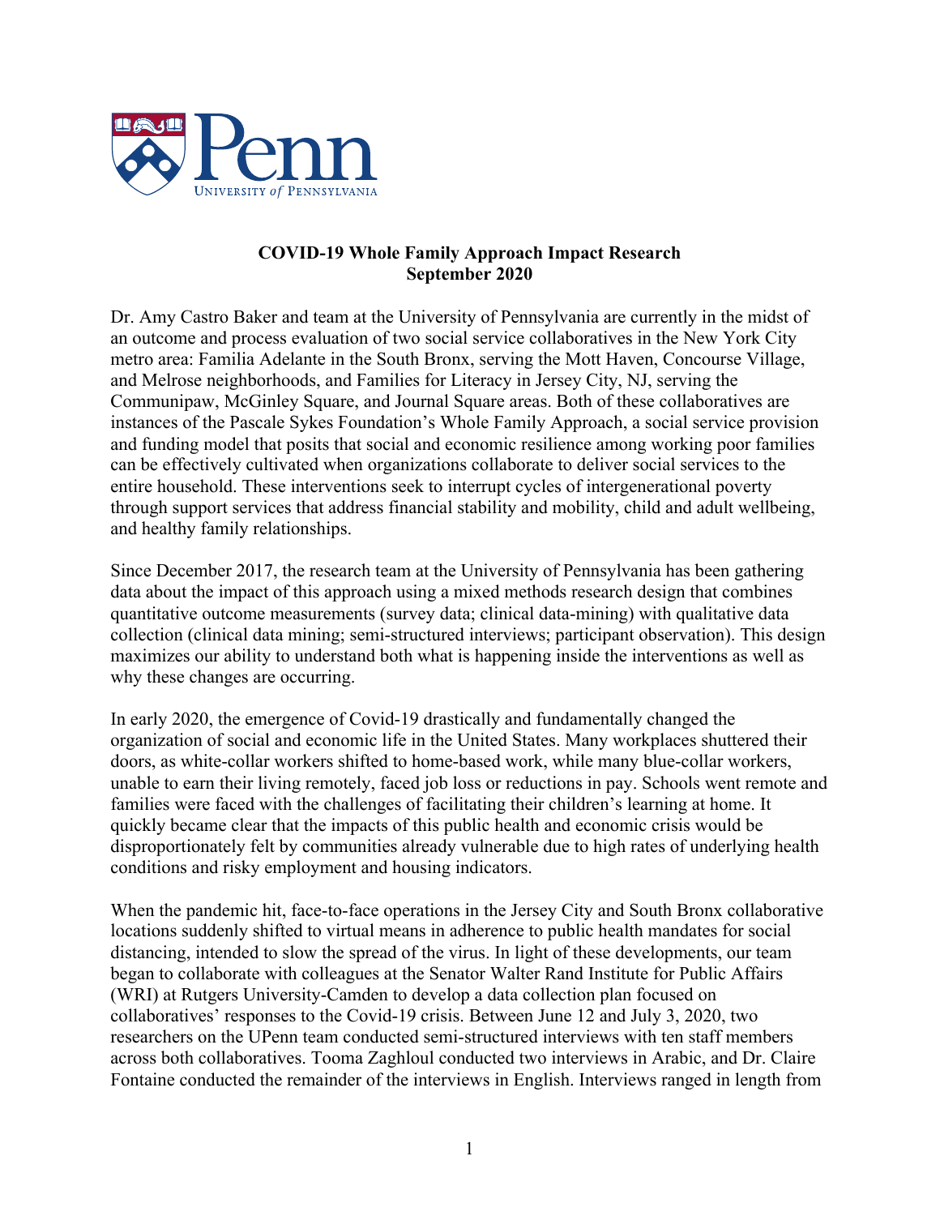**COVID-19 Whole Family Approach Impact Research**
**September 2020**

Dr. Amy Castro Baker and team at the University of Pennsylvania are currently in the midst of an outcome and process evaluation of two social service collaboratives in the New York City metro area: Familia Adelante in the South Bronx, serving the Mott Haven, Concourse Village, and Melrose neighborhoods, and Families for Literacy in Jersey City, NJ, serving the Communipaw, McGinley Square, and Journal Square areas. Both of these collaboratives are instances of the Pascale Sykes Foundation's Whole Family Approach, a social service provision and funding model that posits that social and economic resilience among working poor families can be effectively cultivated when organizations collaborate to deliver social services to the entire household. These interventions seek to interrupt cycles of intergenerational poverty through support services that address financial stability and mobility, child and adult wellbeing, and healthy family relationships.

Since December 2017, the research team at the University of Pennsylvania has been gathering data about the impact of this approach using a mixed methods research design that combines quantitative outcome measurements (survey data; clinical data-mining) with qualitative data collection (clinical data mining; semi-structured interviews; participant observation). This design maximizes our ability to understand both what is happening inside the interventions as well as why these changes are occurring.

In early 2020, the emergence of Covid-19 drastically and fundamentally changed the organization of social and economic life in the United States. Many workplaces shuttered their doors, as white-collar workers shifted to home-based work, while many blue-collar workers, unable to earn their living remotely, faced job loss or reductions in pay. Schools went remote and families were faced with the challenges of facilitating their children's learning at home. It quickly became clear that the impacts of this public health and economic crisis would be disproportionately felt by communities already vulnerable due to high rates of underlying health conditions and risky employment and housing indicators.

When the pandemic hit, face-to-face operations in the Jersey City and South Bronx collaborative locations suddenly shifted to virtual means in adherence to public health mandates for social distancing, intended to slow the spread of the virus. In light of these developments, our team began to collaborate with colleagues at the Senator Walter Rand Institute for Public Affairs (WRI) at Rutgers University-Camden to develop a data collection plan focused on collaboratives' responses to the Covid-19 crisis. Between June 12 and July 3, 2020, two researchers on the UPenn team conducted semi-structured interviews with ten staff members across both collaboratives. Tooma Zaghloul conducted two interviews in Arabic, and Dr. Claire Fontaine conducted the remainder of the interviews in English. Interviews ranged in length from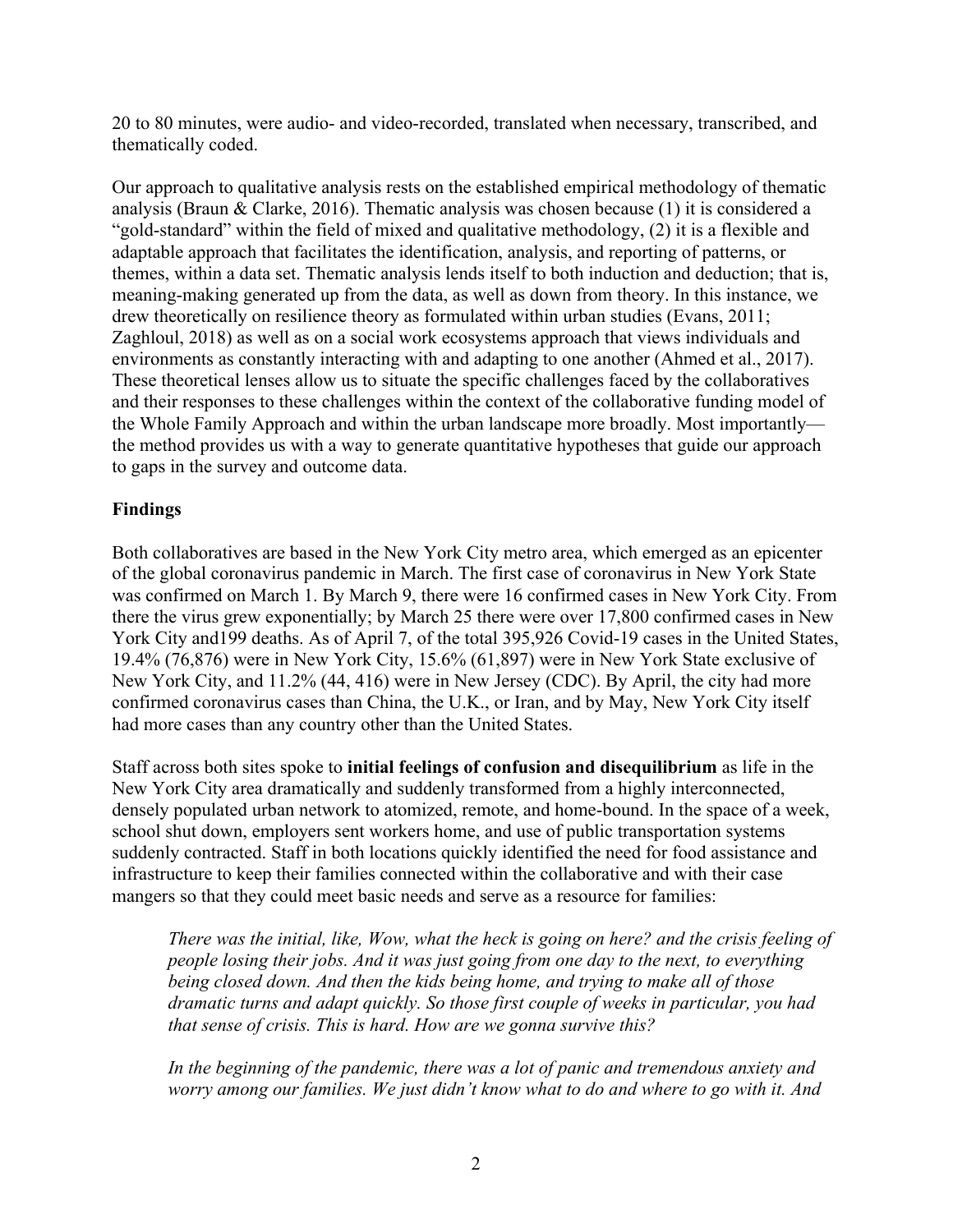20 to 80 minutes, were audio- and video-recorded, translated when necessary, transcribed, and thematically coded.

Our approach to qualitative analysis rests on the established empirical methodology of thematic analysis (Braun & Clarke, 2016). Thematic analysis was chosen because (1) it is considered a "gold-standard" within the field of mixed and qualitative methodology, (2) it is a flexible and adaptable approach that facilitates the identification, analysis, and reporting of patterns, or themes, within a data set. Thematic analysis lends itself to both induction and deduction; that is, meaning-making generated up from the data, as well as down from theory. In this instance, we drew theoretically on resilience theory as formulated within urban studies (Evans, 2011; Zaghloul, 2018) as well as on a social work ecosystems approach that views individuals and environments as constantly interacting with and adapting to one another (Ahmed et al., 2017). These theoretical lenses allow us to situate the specific challenges faced by the collaboratives and their responses to these challenges within the context of the collaborative funding model of the Whole Family Approach and within the urban landscape more broadly. Most importantly—the method provides us with a way to generate quantitative hypotheses that guide our approach to gaps in the survey and outcome data.

## Findings

Both collaboratives are based in the New York City metro area, which emerged as an epicenter of the global coronavirus pandemic in March. The first case of coronavirus in New York State was confirmed on March 1. By March 9, there were 16 confirmed cases in New York City. From there the virus grew exponentially; by March 25 there were over 17,800 confirmed cases in New York City and199 deaths. As of April 7, of the total 395,926 Covid-19 cases in the United States, 19.4% (76,876) were in New York City, 15.6% (61,897) were in New York State exclusive of New York City, and 11.2% (44, 416) were in New Jersey (CDC). By April, the city had more confirmed coronavirus cases than China, the U.K., or Iran, and by May, New York City itself had more cases than any country other than the United States.

Staff across both sites spoke to **initial feelings of confusion and disequilibrium** as life in the New York City area dramatically and suddenly transformed from a highly interconnected, densely populated urban network to atomized, remote, and home-bound. In the space of a week, school shut down, employers sent workers home, and use of public transportation systems suddenly contracted. Staff in both locations quickly identified the need for food assistance and infrastructure to keep their families connected within the collaborative and with their case mangers so that they could meet basic needs and serve as a resource for families:

> *There was the initial, like, Wow, what the heck is going on here? and the crisis feeling of people losing their jobs. And it was just going from one day to the next, to everything being closed down. And then the kids being home, and trying to make all of those dramatic turns and adapt quickly. So those first couple of weeks in particular, you had that sense of crisis. This is hard. How are we gonna survive this?*

> *In the beginning of the pandemic, there was a lot of panic and tremendous anxiety and worry among our families. We just didn't know what to do and where to go with it. And*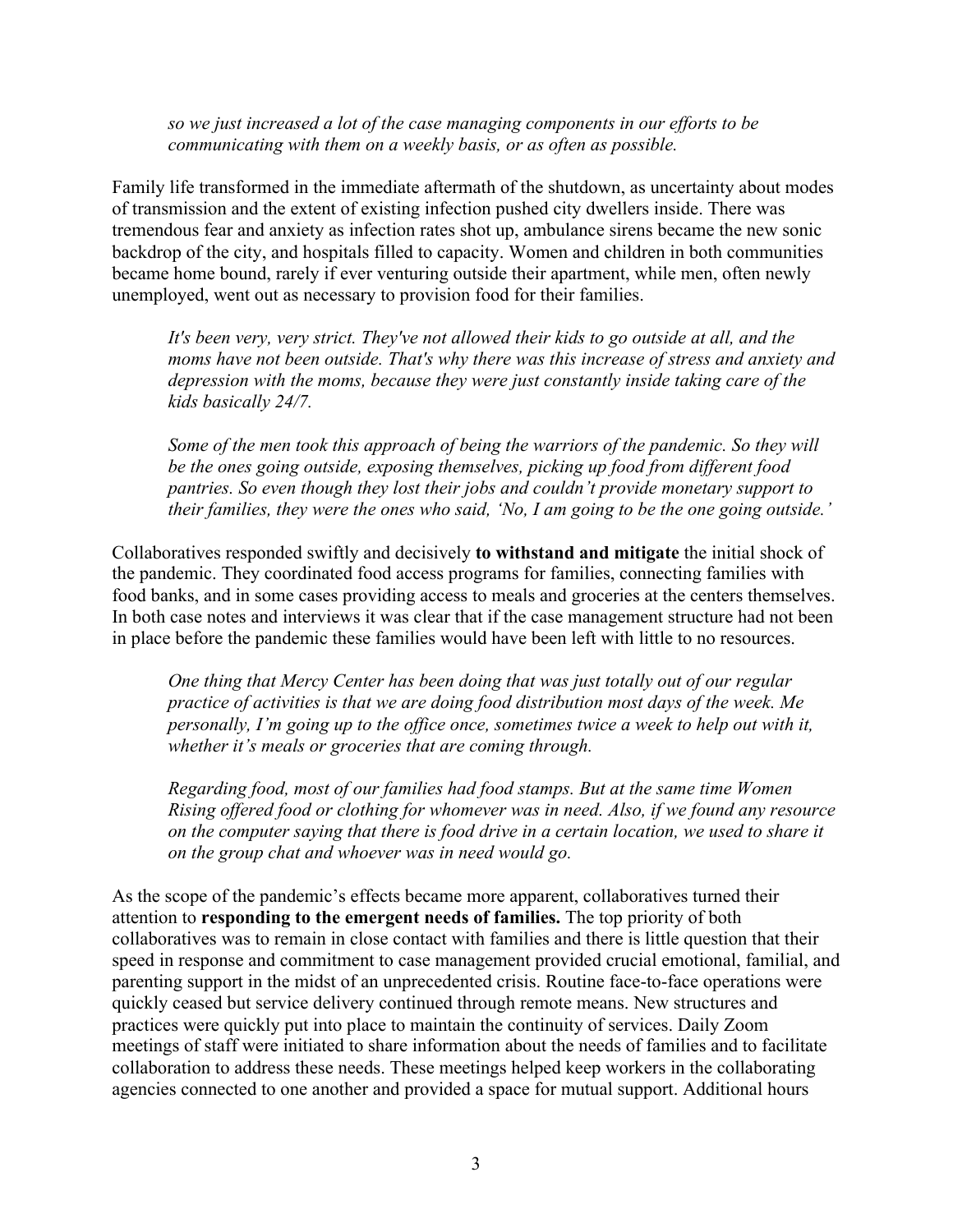*so we just increased a lot of the case managing components in our efforts to be communicating with them on a weekly basis, or as often as possible.*

Family life transformed in the immediate aftermath of the shutdown, as uncertainty about modes of transmission and the extent of existing infection pushed city dwellers inside. There was tremendous fear and anxiety as infection rates shot up, ambulance sirens became the new sonic backdrop of the city, and hospitals filled to capacity. Women and children in both communities became home bound, rarely if ever venturing outside their apartment, while men, often newly unemployed, went out as necessary to provision food for their families.

*It's been very, very strict. They've not allowed their kids to go outside at all, and the moms have not been outside. That's why there was this increase of stress and anxiety and depression with the moms, because they were just constantly inside taking care of the kids basically 24/7.*

*Some of the men took this approach of being the warriors of the pandemic. So they will be the ones going outside, exposing themselves, picking up food from different food pantries. So even though they lost their jobs and couldn't provide monetary support to their families, they were the ones who said, 'No, I am going to be the one going outside.'*

Collaboratives responded swiftly and decisively **to withstand and mitigate** the initial shock of the pandemic. They coordinated food access programs for families, connecting families with food banks, and in some cases providing access to meals and groceries at the centers themselves. In both case notes and interviews it was clear that if the case management structure had not been in place before the pandemic these families would have been left with little to no resources.

*One thing that Mercy Center has been doing that was just totally out of our regular practice of activities is that we are doing food distribution most days of the week. Me personally, I'm going up to the office once, sometimes twice a week to help out with it, whether it's meals or groceries that are coming through.*

*Regarding food, most of our families had food stamps. But at the same time Women Rising offered food or clothing for whomever was in need. Also, if we found any resource on the computer saying that there is food drive in a certain location, we used to share it on the group chat and whoever was in need would go.*

As the scope of the pandemic's effects became more apparent, collaboratives turned their attention to **responding to the emergent needs of families.** The top priority of both collaboratives was to remain in close contact with families and there is little question that their speed in response and commitment to case management provided crucial emotional, familial, and parenting support in the midst of an unprecedented crisis. Routine face-to-face operations were quickly ceased but service delivery continued through remote means. New structures and practices were quickly put into place to maintain the continuity of services. Daily Zoom meetings of staff were initiated to share information about the needs of families and to facilitate collaboration to address these needs. These meetings helped keep workers in the collaborating agencies connected to one another and provided a space for mutual support. Additional hours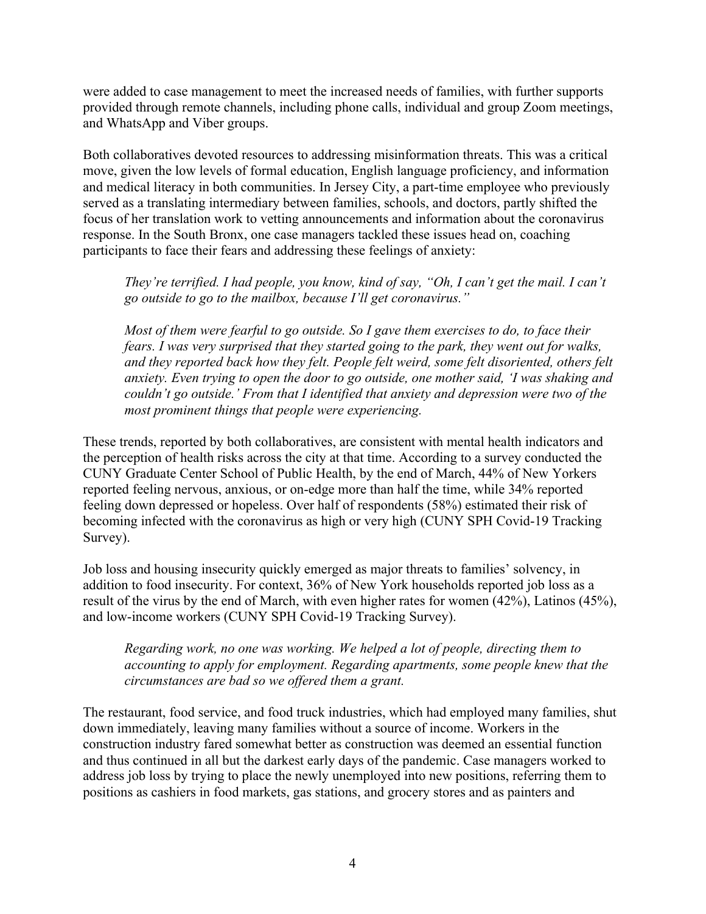were added to case management to meet the increased needs of families, with further supports provided through remote channels, including phone calls, individual and group Zoom meetings, and WhatsApp and Viber groups.

Both collaboratives devoted resources to addressing misinformation threats. This was a critical move, given the low levels of formal education, English language proficiency, and information and medical literacy in both communities. In Jersey City, a part-time employee who previously served as a translating intermediary between families, schools, and doctors, partly shifted the focus of her translation work to vetting announcements and information about the coronavirus response. In the South Bronx, one case managers tackled these issues head on, coaching participants to face their fears and addressing these feelings of anxiety:

> *They're terrified. I had people, you know, kind of say, "Oh, I can't get the mail. I can't go outside to go to the mailbox, because I'll get coronavirus."*
>
> *Most of them were fearful to go outside. So I gave them exercises to do, to face their fears. I was very surprised that they started going to the park, they went out for walks, and they reported back how they felt. People felt weird, some felt disoriented, others felt anxiety. Even trying to open the door to go outside, one mother said, 'I was shaking and couldn't go outside.' From that I identified that anxiety and depression were two of the most prominent things that people were experiencing.*

These trends, reported by both collaboratives, are consistent with mental health indicators and the perception of health risks across the city at that time. According to a survey conducted the CUNY Graduate Center School of Public Health, by the end of March, 44% of New Yorkers reported feeling nervous, anxious, or on-edge more than half the time, while 34% reported feeling down depressed or hopeless. Over half of respondents (58%) estimated their risk of becoming infected with the coronavirus as high or very high (CUNY SPH Covid-19 Tracking Survey).

Job loss and housing insecurity quickly emerged as major threats to families' solvency, in addition to food insecurity. For context, 36% of New York households reported job loss as a result of the virus by the end of March, with even higher rates for women (42%), Latinos (45%), and low-income workers (CUNY SPH Covid-19 Tracking Survey).

> *Regarding work, no one was working. We helped a lot of people, directing them to accounting to apply for employment. Regarding apartments, some people knew that the circumstances are bad so we offered them a grant.*

The restaurant, food service, and food truck industries, which had employed many families, shut down immediately, leaving many families without a source of income. Workers in the construction industry fared somewhat better as construction was deemed an essential function and thus continued in all but the darkest early days of the pandemic. Case managers worked to address job loss by trying to place the newly unemployed into new positions, referring them to positions as cashiers in food markets, gas stations, and grocery stores and as painters and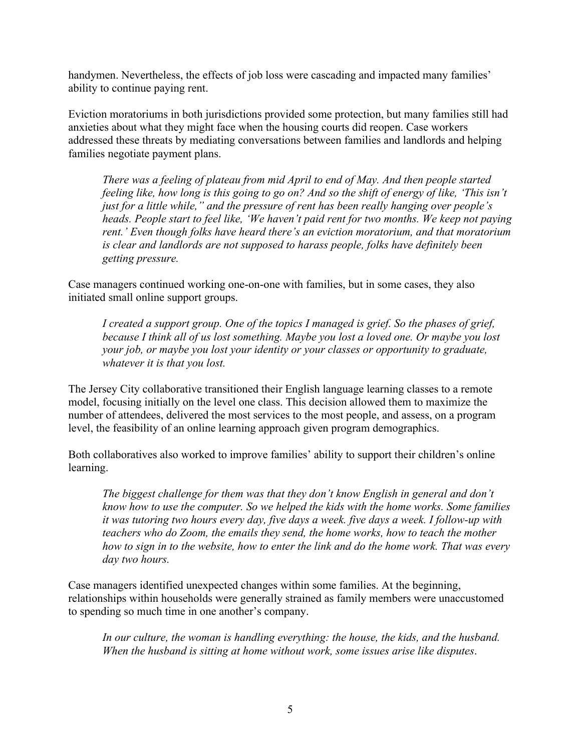handymen. Nevertheless, the effects of job loss were cascading and impacted many families' ability to continue paying rent.

Eviction moratoriums in both jurisdictions provided some protection, but many families still had anxieties about what they might face when the housing courts did reopen. Case workers addressed these threats by mediating conversations between families and landlords and helping families negotiate payment plans.

> *There was a feeling of plateau from mid April to end of May. And then people started feeling like, how long is this going to go on? And so the shift of energy of like, 'This isn't just for a little while," and the pressure of rent has been really hanging over people's heads. People start to feel like, 'We haven't paid rent for two months. We keep not paying rent.' Even though folks have heard there's an eviction moratorium, and that moratorium is clear and landlords are not supposed to harass people, folks have definitely been getting pressure.*

Case managers continued working one-on-one with families, but in some cases, they also initiated small online support groups.

> *I created a support group. One of the topics I managed is grief. So the phases of grief, because I think all of us lost something. Maybe you lost a loved one. Or maybe you lost your job, or maybe you lost your identity or your classes or opportunity to graduate, whatever it is that you lost.*

The Jersey City collaborative transitioned their English language learning classes to a remote model, focusing initially on the level one class. This decision allowed them to maximize the number of attendees, delivered the most services to the most people, and assess, on a program level, the feasibility of an online learning approach given program demographics.

Both collaboratives also worked to improve families' ability to support their children's online learning.

> *The biggest challenge for them was that they don't know English in general and don't know how to use the computer. So we helped the kids with the home works. Some families it was tutoring two hours every day, five days a week. five days a week. I follow-up with teachers who do Zoom, the emails they send, the home works, how to teach the mother how to sign in to the website, how to enter the link and do the home work. That was every day two hours.*

Case managers identified unexpected changes within some families. At the beginning, relationships within households were generally strained as family members were unaccustomed to spending so much time in one another's company.

> *In our culture, the woman is handling everything: the house, the kids, and the husband. When the husband is sitting at home without work, some issues arise like disputes*.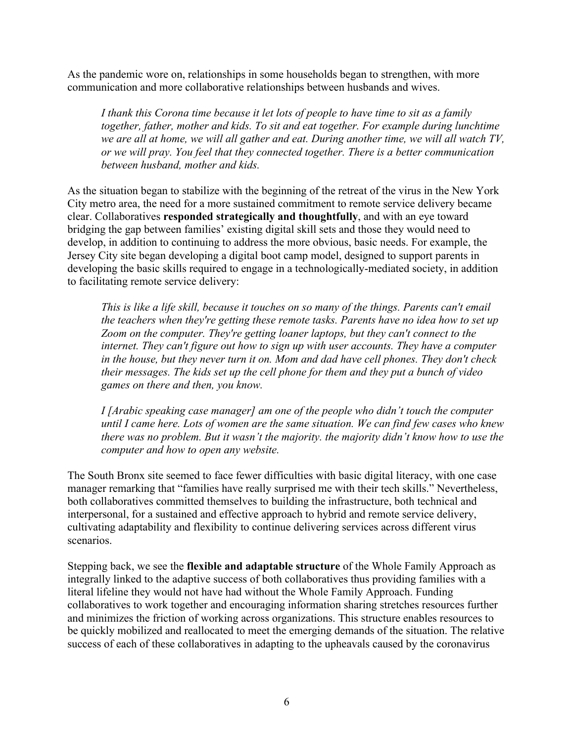As the pandemic wore on, relationships in some households began to strengthen, with more communication and more collaborative relationships between husbands and wives.

> *I thank this Corona time because it let lots of people to have time to sit as a family together, father, mother and kids. To sit and eat together. For example during lunchtime we are all at home, we will all gather and eat. During another time, we will all watch TV, or we will pray. You feel that they connected together. There is a better communication between husband, mother and kids.*

As the situation began to stabilize with the beginning of the retreat of the virus in the New York City metro area, the need for a more sustained commitment to remote service delivery became clear. Collaboratives **responded strategically and thoughtfully**, and with an eye toward bridging the gap between families' existing digital skill sets and those they would need to develop, in addition to continuing to address the more obvious, basic needs. For example, the Jersey City site began developing a digital boot camp model, designed to support parents in developing the basic skills required to engage in a technologically-mediated society, in addition to facilitating remote service delivery:

> *This is like a life skill, because it touches on so many of the things. Parents can't email the teachers when they're getting these remote tasks. Parents have no idea how to set up Zoom on the computer. They're getting loaner laptops, but they can't connect to the internet. They can't figure out how to sign up with user accounts. They have a computer in the house, but they never turn it on. Mom and dad have cell phones. They don't check their messages. The kids set up the cell phone for them and they put a bunch of video games on there and then, you know.*
>
> *I [Arabic speaking case manager] am one of the people who didn't touch the computer until I came here. Lots of women are the same situation. We can find few cases who knew there was no problem. But it wasn't the majority. the majority didn't know how to use the computer and how to open any website.*

The South Bronx site seemed to face fewer difficulties with basic digital literacy, with one case manager remarking that "families have really surprised me with their tech skills." Nevertheless, both collaboratives committed themselves to building the infrastructure, both technical and interpersonal, for a sustained and effective approach to hybrid and remote service delivery, cultivating adaptability and flexibility to continue delivering services across different virus scenarios.

Stepping back, we see the **flexible and adaptable structure** of the Whole Family Approach as integrally linked to the adaptive success of both collaboratives thus providing families with a literal lifeline they would not have had without the Whole Family Approach. Funding collaboratives to work together and encouraging information sharing stretches resources further and minimizes the friction of working across organizations. This structure enables resources to be quickly mobilized and reallocated to meet the emerging demands of the situation. The relative success of each of these collaboratives in adapting to the upheavals caused by the coronavirus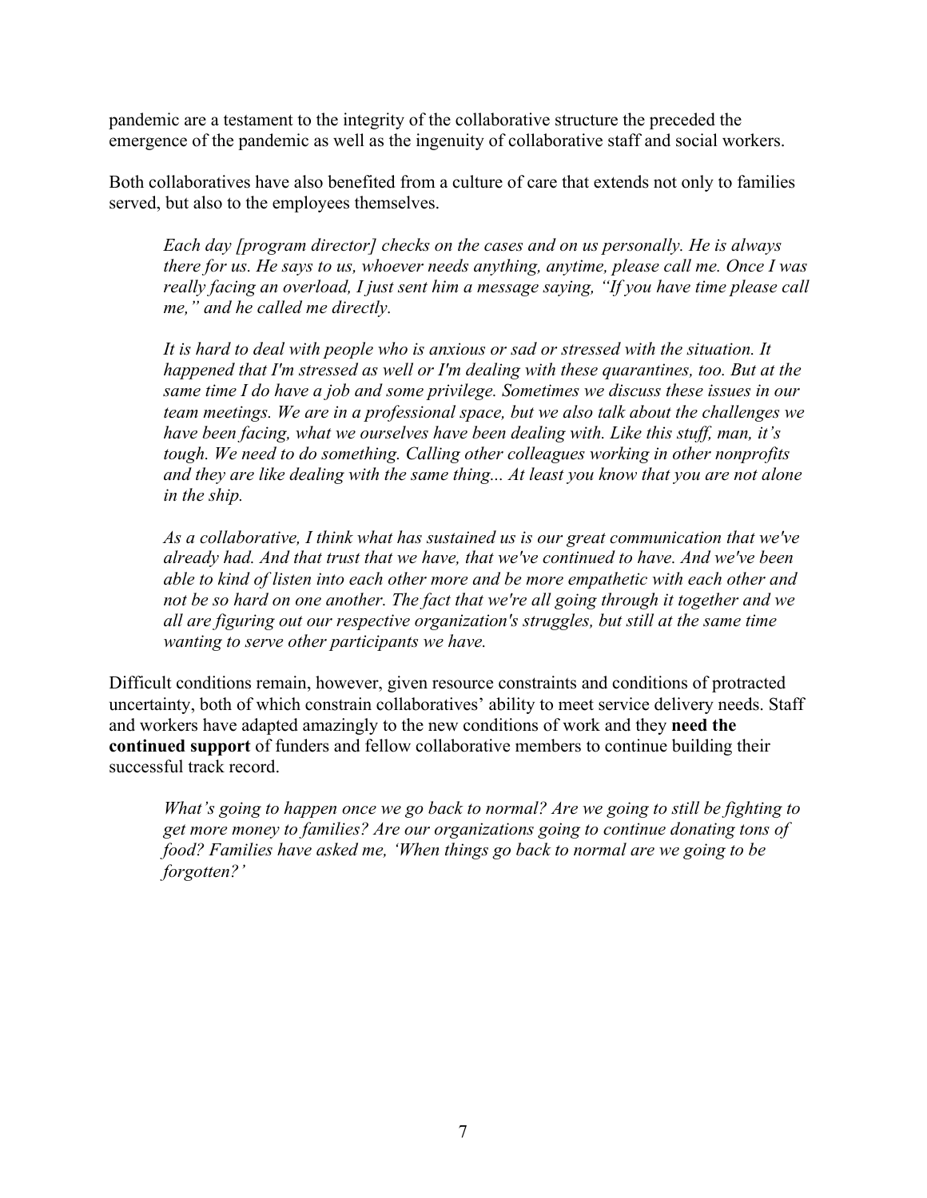pandemic are a testament to the integrity of the collaborative structure the preceded the emergence of the pandemic as well as the ingenuity of collaborative staff and social workers.

Both collaboratives have also benefited from a culture of care that extends not only to families served, but also to the employees themselves.

> *Each day [program director] checks on the cases and on us personally. He is always there for us. He says to us, whoever needs anything, anytime, please call me. Once I was really facing an overload, I just sent him a message saying, "If you have time please call me," and he called me directly.*

> *It is hard to deal with people who is anxious or sad or stressed with the situation. It happened that I'm stressed as well or I'm dealing with these quarantines, too. But at the same time I do have a job and some privilege. Sometimes we discuss these issues in our team meetings. We are in a professional space, but we also talk about the challenges we have been facing, what we ourselves have been dealing with. Like this stuff, man, it's tough. We need to do something. Calling other colleagues working in other nonprofits and they are like dealing with the same thing... At least you know that you are not alone in the ship.*

> *As a collaborative, I think what has sustained us is our great communication that we've already had. And that trust that we have, that we've continued to have. And we've been able to kind of listen into each other more and be more empathetic with each other and not be so hard on one another. The fact that we're all going through it together and we all are figuring out our respective organization's struggles, but still at the same time wanting to serve other participants we have.*

Difficult conditions remain, however, given resource constraints and conditions of protracted uncertainty, both of which constrain collaboratives' ability to meet service delivery needs. Staff and workers have adapted amazingly to the new conditions of work and they **need the continued support** of funders and fellow collaborative members to continue building their successful track record.

> *What's going to happen once we go back to normal? Are we going to still be fighting to get more money to families? Are our organizations going to continue donating tons of food? Families have asked me, 'When things go back to normal are we going to be forgotten?'*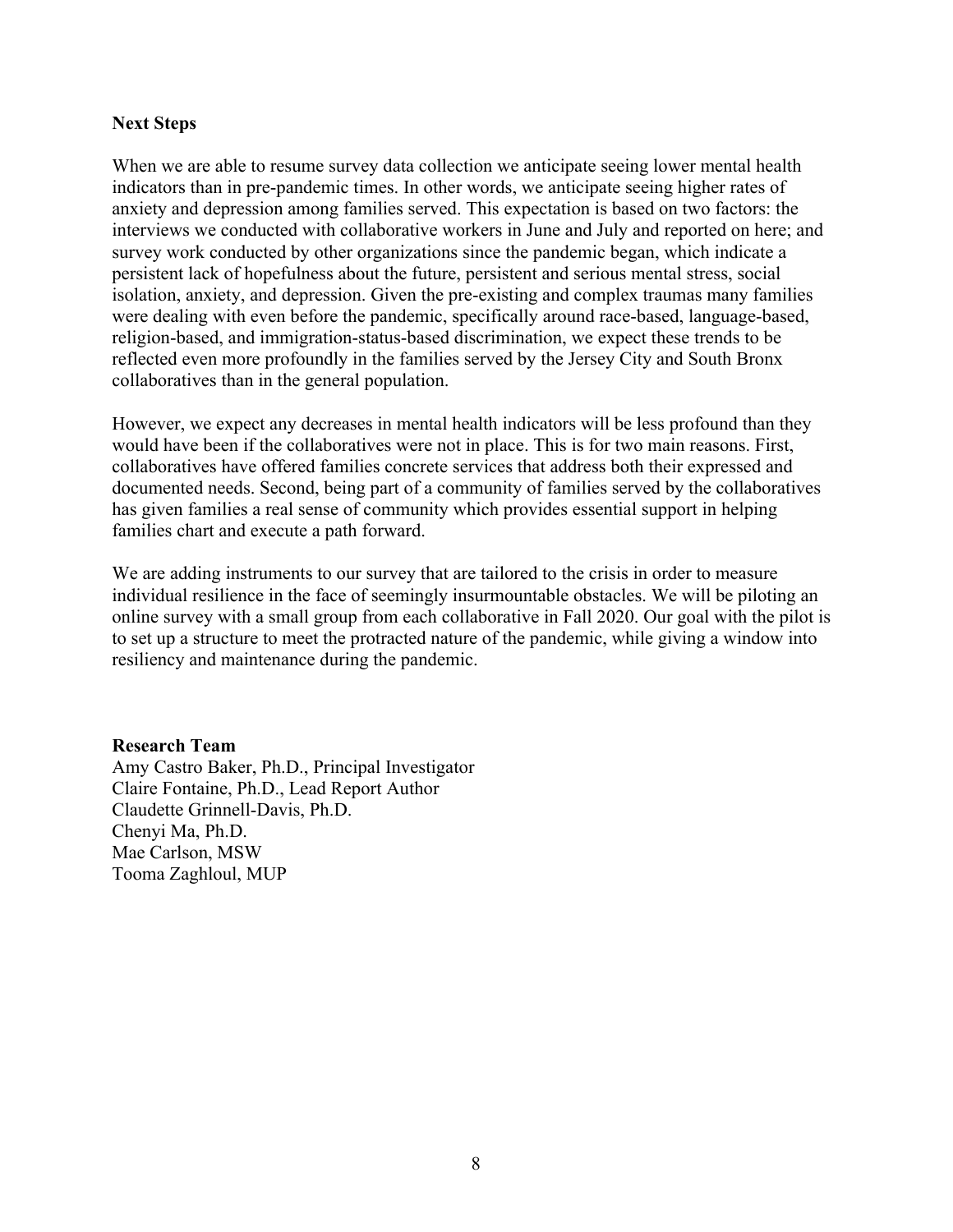## Next Steps

When we are able to resume survey data collection we anticipate seeing lower mental health indicators than in pre-pandemic times. In other words, we anticipate seeing higher rates of anxiety and depression among families served. This expectation is based on two factors: the interviews we conducted with collaborative workers in June and July and reported on here; and survey work conducted by other organizations since the pandemic began, which indicate a persistent lack of hopefulness about the future, persistent and serious mental stress, social isolation, anxiety, and depression. Given the pre-existing and complex traumas many families were dealing with even before the pandemic, specifically around race-based, language-based, religion-based, and immigration-status-based discrimination, we expect these trends to be reflected even more profoundly in the families served by the Jersey City and South Bronx collaboratives than in the general population.

However, we expect any decreases in mental health indicators will be less profound than they would have been if the collaboratives were not in place. This is for two main reasons. First, collaboratives have offered families concrete services that address both their expressed and documented needs. Second, being part of a community of families served by the collaboratives has given families a real sense of community which provides essential support in helping families chart and execute a path forward.

We are adding instruments to our survey that are tailored to the crisis in order to measure individual resilience in the face of seemingly insurmountable obstacles. We will be piloting an online survey with a small group from each collaborative in Fall 2020. Our goal with the pilot is to set up a structure to meet the protracted nature of the pandemic, while giving a window into resiliency and maintenance during the pandemic.

## Research Team

Amy Castro Baker, Ph.D., Principal Investigator
Claire Fontaine, Ph.D., Lead Report Author
Claudette Grinnell-Davis, Ph.D.
Chenyi Ma, Ph.D.
Mae Carlson, MSW
Tooma Zaghloul, MUP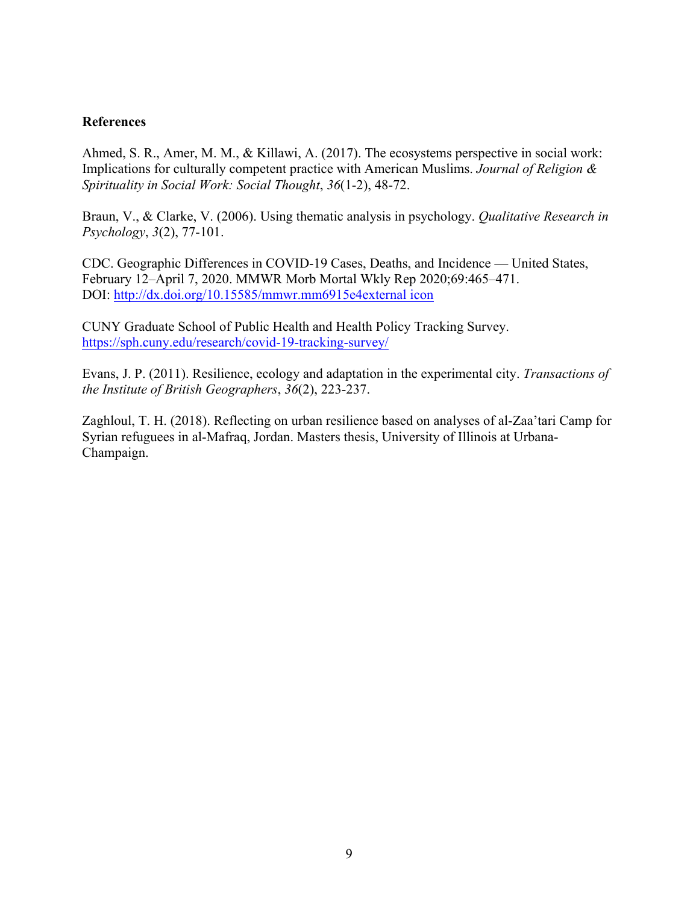**References**

Ahmed, S. R., Amer, M. M., & Killawi, A. (2017). The ecosystems perspective in social work: Implications for culturally competent practice with American Muslims. *Journal of Religion & Spirituality in Social Work: Social Thought*, *36*(1-2), 48-72.

Braun, V., & Clarke, V. (2006). Using thematic analysis in psychology. *Qualitative Research in Psychology*, *3*(2), 77-101.

CDC. Geographic Differences in COVID-19 Cases, Deaths, and Incidence — United States, February 12–April 7, 2020. MMWR Morb Mortal Wkly Rep 2020;69:465–471. DOI: [http://dx.doi.org/10.15585/mmwr.mm6915e4external icon](http://dx.doi.org/10.15585/mmwr.mm6915e4)

CUNY Graduate School of Public Health and Health Policy Tracking Survey. [https://sph.cuny.edu/research/covid-19-tracking-survey/](https://sph.cuny.edu/research/covid-19-tracking-survey/)

Evans, J. P. (2011). Resilience, ecology and adaptation in the experimental city. *Transactions of the Institute of British Geographers*, *36*(2), 223-237.

Zaghloul, T. H. (2018). Reflecting on urban resilience based on analyses of al-Zaa'tari Camp for Syrian refugees in al-Mafraq, Jordan. Masters thesis, University of Illinois at Urbana-Champaign.